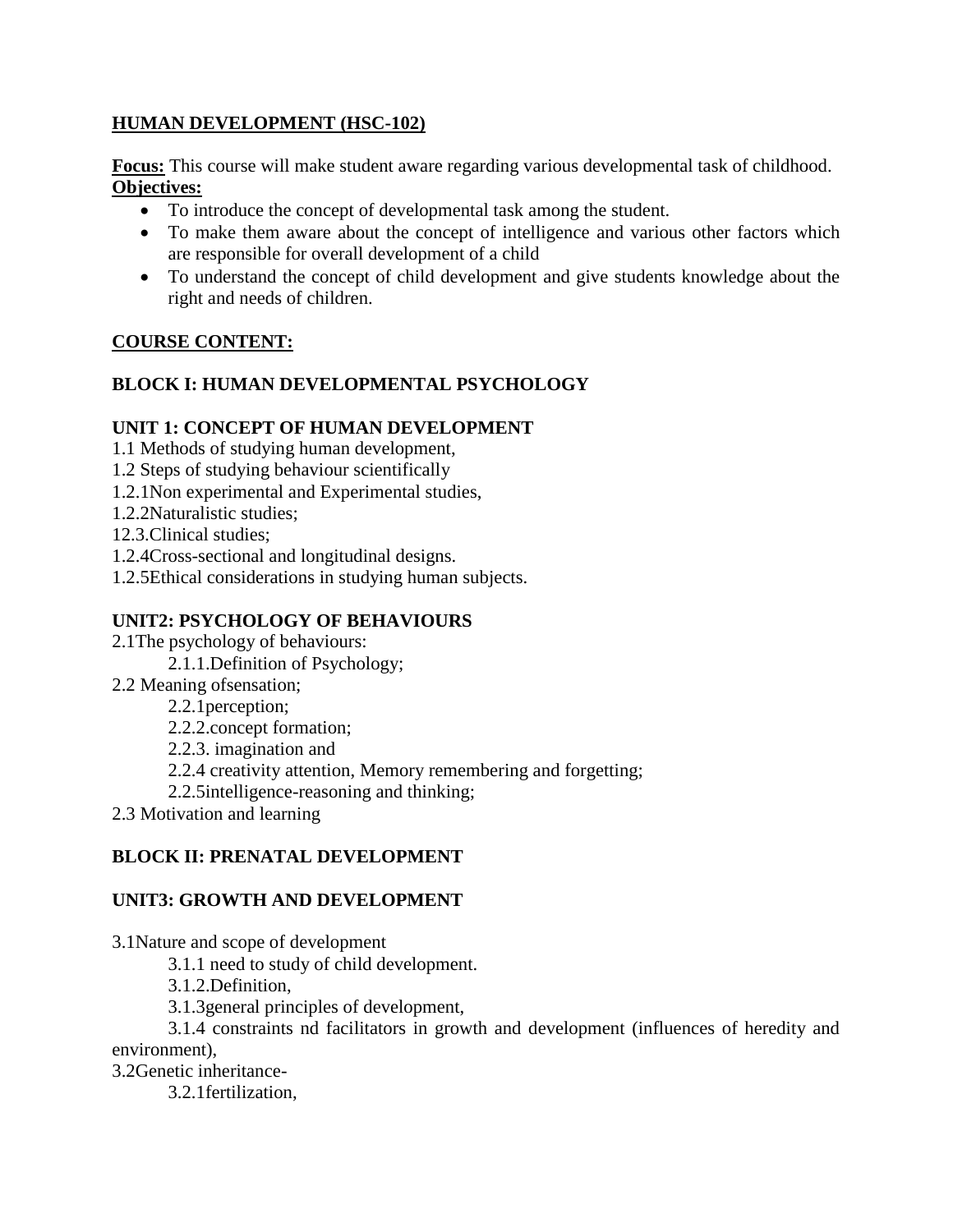# HUMAN DEVELOPMENT (HSC-102)

**Focus:** This course will make student aware regarding various developmental task of childhood.

**Objectives:**

- To introduce the concept of developmental task among the student.
- To make them aware about the concept of intelligence and various other factors which are responsible for overall development of a child
- To understand the concept of child development and give students knowledge about the right and needs of children.

## COURSE CONTENT:

## BLOCK I: HUMAN DEVELOPMENTAL PSYCHOLOGY

### UNIT 1: CONCEPT OF HUMAN DEVELOPMENT

1.1 Methods of studying human development,

1.2 Steps of studying behaviour scientifically

1.2.1Non experimental and Experimental studies,

1.2.2Naturalistic studies;

12.3.Clinical studies;

1.2.4Cross-sectional and longitudinal designs.

1.2.5Ethical considerations in studying human subjects.

### UNIT2: PSYCHOLOGY OF BEHAVIOURS

2.1The psychology of behaviours:

- 2.1.1.Definition of Psychology;

2.2 Meaning ofsensation;

- 2.2.1perception;
- 2.2.2.concept formation;
- 2.2.3. imagination and
- 2.2.4 creativity attention, Memory remembering and forgetting;
- 2.2.5intelligence-reasoning and thinking;

2.3 Motivation and learning

## BLOCK II: PRENATAL DEVELOPMENT

### UNIT3: GROWTH AND DEVELOPMENT

3.1Nature and scope of development

- 3.1.1 need to study of child development.
- 3.1.2.Definition,
- 3.1.3general principles of development,
- 3.1.4 constraints nd facilitators in growth and development (influences of heredity and environment),

3.2Genetic inheritance-

- 3.2.1fertilization,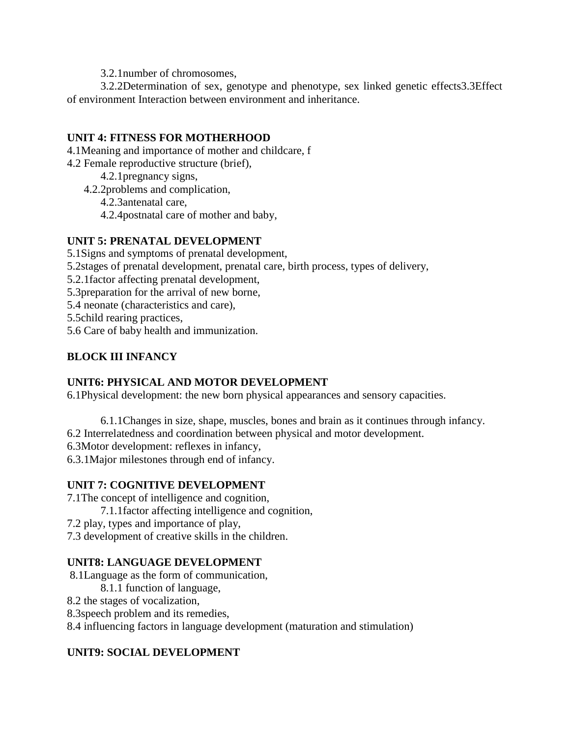3.2.1number of chromosomes,

3.2.2Determination of sex, genotype and phenotype, sex linked genetic effects3.3Effect of environment Interaction between environment and inheritance.

**UNIT 4: FITNESS FOR MOTHERHOOD**

4.1Meaning and importance of mother and childcare, f

4.2 Female reproductive structure (brief),

4.2.1pregnancy signs,

4.2.2problems and complication,

4.2.3antenatal care,

4.2.4postnatal care of mother and baby,

**UNIT 5: PRENATAL DEVELOPMENT**

5.1Signs and symptoms of prenatal development,

5.2stages of prenatal development, prenatal care, birth process, types of delivery,

5.2.1factor affecting prenatal development,

5.3preparation for the arrival of new borne,

5.4 neonate (characteristics and care),

5.5child rearing practices,

5.6 Care of baby health and immunization.

**BLOCK III INFANCY**

**UNIT6: PHYSICAL AND MOTOR DEVELOPMENT**

6.1Physical development: the new born physical appearances and sensory capacities.

6.1.1Changes in size, shape, muscles, bones and brain as it continues through infancy.

6.2 Interrelatedness and coordination between physical and motor development.

6.3Motor development: reflexes in infancy,

6.3.1Major milestones through end of infancy.

**UNIT 7: COGNITIVE DEVELOPMENT**

7.1The concept of intelligence and cognition,

7.1.1factor affecting intelligence and cognition,

7.2 play, types and importance of play,

7.3 development of creative skills in the children.

**UNIT8: LANGUAGE DEVELOPMENT**

8.1Language as the form of communication,

8.1.1 function of language,

8.2 the stages of vocalization,

8.3speech problem and its remedies,

8.4 influencing factors in language development (maturation and stimulation)

**UNIT9: SOCIAL DEVELOPMENT**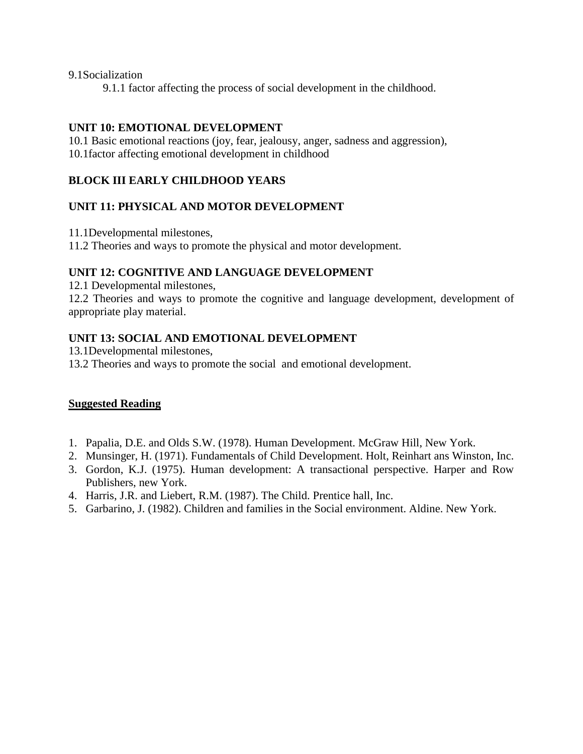9.1Socialization

9.1.1 factor affecting the process of social development in the childhood.

**UNIT 10: EMOTIONAL DEVELOPMENT**

10.1 Basic emotional reactions (joy, fear, jealousy, anger, sadness and aggression),

10.1factor affecting emotional development in childhood

**BLOCK III EARLY CHILDHOOD YEARS**

**UNIT 11: PHYSICAL AND MOTOR DEVELOPMENT**

11.1Developmental milestones,

11.2 Theories and ways to promote the physical and motor development.

**UNIT 12: COGNITIVE AND LANGUAGE DEVELOPMENT**

12.1 Developmental milestones,

12.2 Theories and ways to promote the cognitive and language development, development of appropriate play material.

**UNIT 13: SOCIAL AND EMOTIONAL DEVELOPMENT**

13.1Developmental milestones,

13.2 Theories and ways to promote the social and emotional development.

**Suggested Reading**

1. Papalia, D.E. and Olds S.W. (1978). Human Development. McGraw Hill, New York.
2. Munsinger, H. (1971). Fundamentals of Child Development. Holt, Reinhart ans Winston, Inc.
3. Gordon, K.J. (1975). Human development: A transactional perspective. Harper and Row Publishers, new York.
4. Harris, J.R. and Liebert, R.M. (1987). The Child. Prentice hall, Inc.
5. Garbarino, J. (1982). Children and families in the Social environment. Aldine. New York.